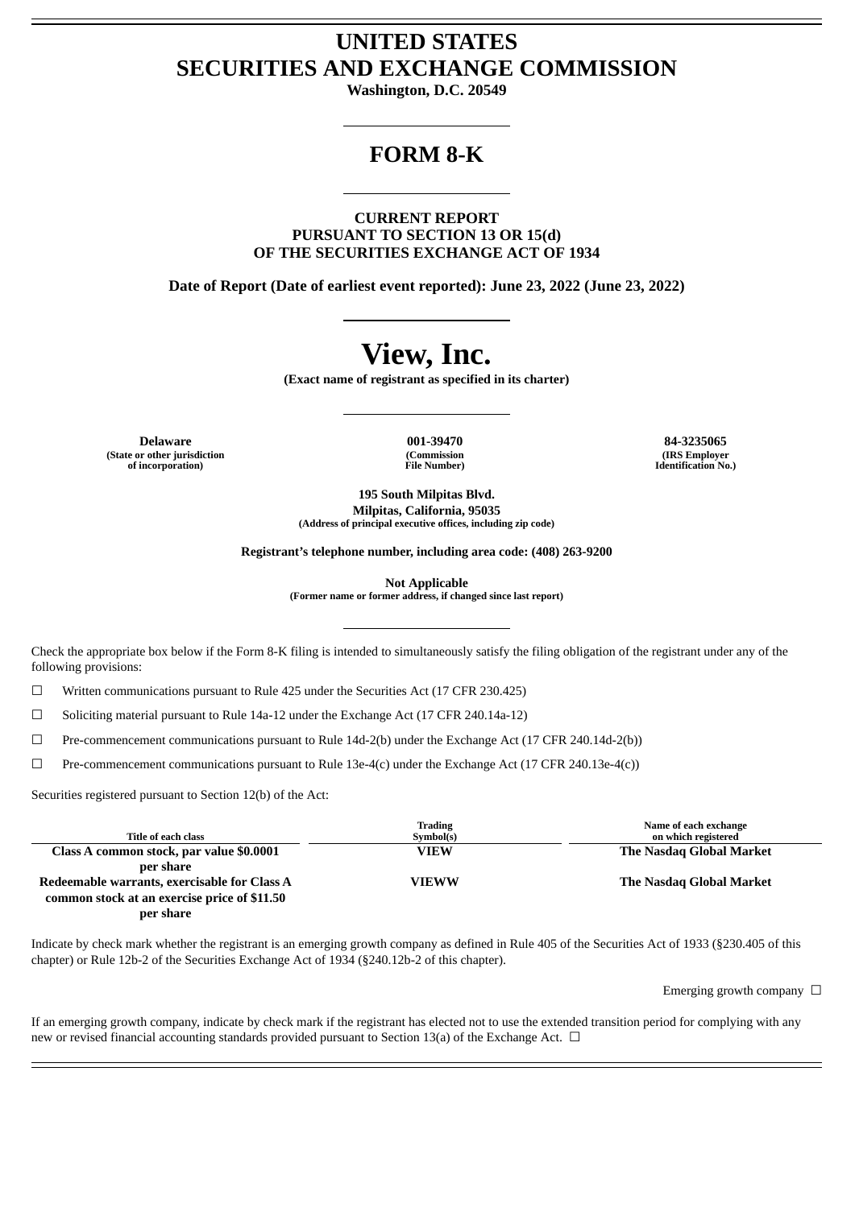# UNITED STATES
# SECURITIES AND EXCHANGE COMMISSION

**Washington, D.C. 20549**

## FORM 8-K

**CURRENT REPORT**
**PURSUANT TO SECTION 13 OR 15(d)**
**OF THE SECURITIES EXCHANGE ACT OF 1934**

**Date of Report (Date of earliest event reported): June 23, 2022 (June 23, 2022)**

# View, Inc.

**(Exact name of registrant as specified in its charter)**

| Delaware | 001-39470 | 84-3235065 |
|---|---|---|
| (State or other jurisdiction of incorporation) | (Commission File Number) | (IRS Employer Identification No.) |

**195 South Milpitas Blvd.**
**Milpitas, California, 95035**
**(Address of principal executive offices, including zip code)**

**Registrant's telephone number, including area code: (408) 263-9200**

**Not Applicable**
**(Former name or former address, if changed since last report)**

Check the appropriate box below if the Form 8-K filing is intended to simultaneously satisfy the filing obligation of the registrant under any of the following provisions:

☐ Written communications pursuant to Rule 425 under the Securities Act (17 CFR 230.425)

☐ Soliciting material pursuant to Rule 14a-12 under the Exchange Act (17 CFR 240.14a-12)

☐ Pre-commencement communications pursuant to Rule 14d-2(b) under the Exchange Act (17 CFR 240.14d-2(b))

☐ Pre-commencement communications pursuant to Rule 13e-4(c) under the Exchange Act (17 CFR 240.13e-4(c))

Securities registered pursuant to Section 12(b) of the Act:

| Title of each class | Trading Symbol(s) | Name of each exchange on which registered |
|---|---|---|
| **Class A common stock, par value $0.0001 per share** | **VIEW** | **The Nasdaq Global Market** |
| **Redeemable warrants, exercisable for Class A common stock at an exercise price of $11.50 per share** | **VIEWW** | **The Nasdaq Global Market** |

Indicate by check mark whether the registrant is an emerging growth company as defined in Rule 405 of the Securities Act of 1933 (§230.405 of this chapter) or Rule 12b-2 of the Securities Exchange Act of 1934 (§240.12b-2 of this chapter).

Emerging growth company ☐

If an emerging growth company, indicate by check mark if the registrant has elected not to use the extended transition period for complying with any new or revised financial accounting standards provided pursuant to Section 13(a) of the Exchange Act. ☐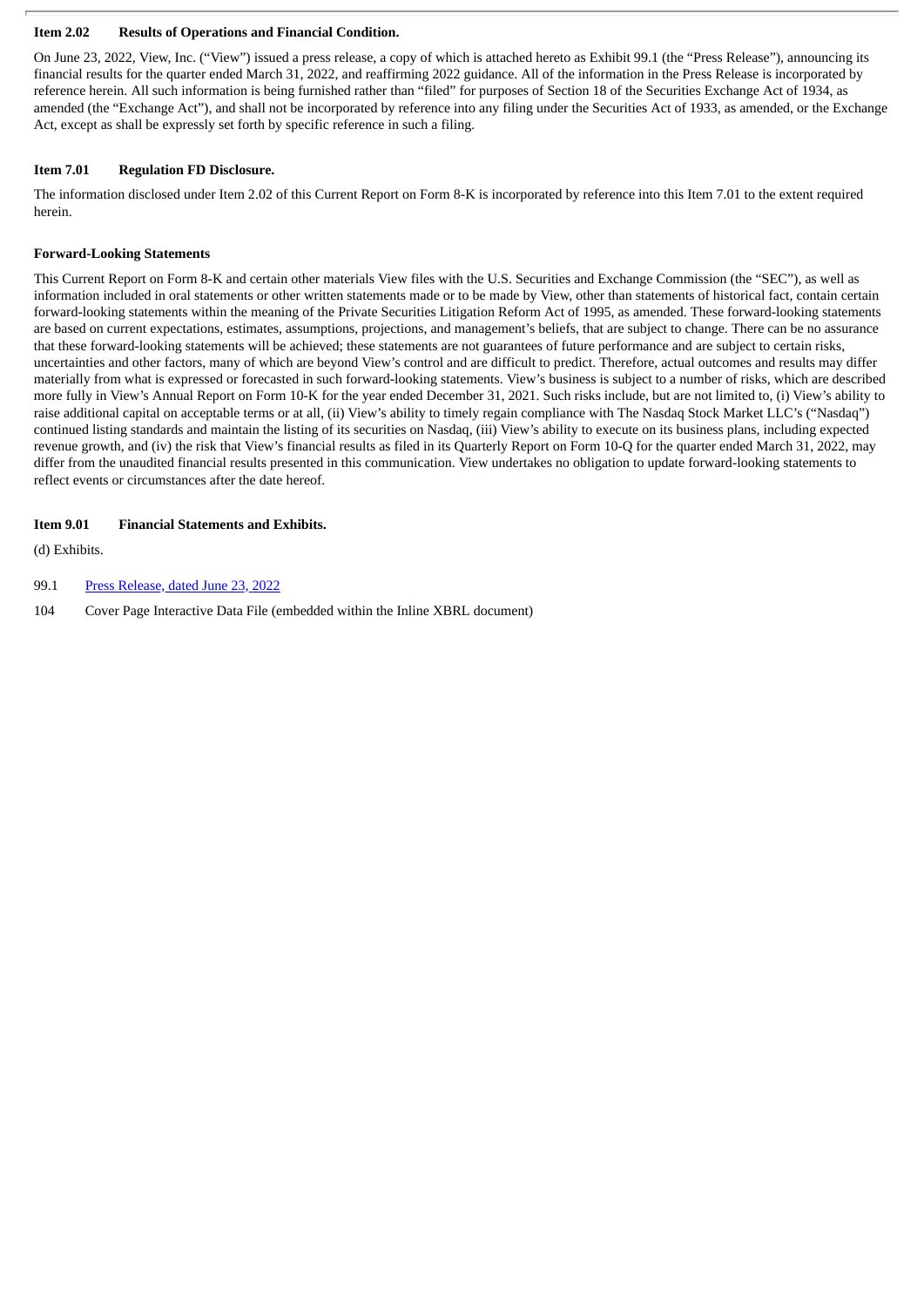**Item 2.02 Results of Operations and Financial Condition.**

On June 23, 2022, View, Inc. ("View") issued a press release, a copy of which is attached hereto as Exhibit 99.1 (the "Press Release"), announcing its financial results for the quarter ended March 31, 2022, and reaffirming 2022 guidance. All of the information in the Press Release is incorporated by reference herein. All such information is being furnished rather than "filed" for purposes of Section 18 of the Securities Exchange Act of 1934, as amended (the "Exchange Act"), and shall not be incorporated by reference into any filing under the Securities Act of 1933, as amended, or the Exchange Act, except as shall be expressly set forth by specific reference in such a filing.

**Item 7.01 Regulation FD Disclosure.**

The information disclosed under Item 2.02 of this Current Report on Form 8-K is incorporated by reference into this Item 7.01 to the extent required herein.

**Forward-Looking Statements**

This Current Report on Form 8-K and certain other materials View files with the U.S. Securities and Exchange Commission (the "SEC"), as well as information included in oral statements or other written statements made or to be made by View, other than statements of historical fact, contain certain forward-looking statements within the meaning of the Private Securities Litigation Reform Act of 1995, as amended. These forward-looking statements are based on current expectations, estimates, assumptions, projections, and management's beliefs, that are subject to change. There can be no assurance that these forward-looking statements will be achieved; these statements are not guarantees of future performance and are subject to certain risks, uncertainties and other factors, many of which are beyond View's control and are difficult to predict. Therefore, actual outcomes and results may differ materially from what is expressed or forecasted in such forward-looking statements. View's business is subject to a number of risks, which are described more fully in View's Annual Report on Form 10-K for the year ended December 31, 2021. Such risks include, but are not limited to, (i) View's ability to raise additional capital on acceptable terms or at all, (ii) View's ability to timely regain compliance with The Nasdaq Stock Market LLC's ("Nasdaq") continued listing standards and maintain the listing of its securities on Nasdaq, (iii) View's ability to execute on its business plans, including expected revenue growth, and (iv) the risk that View's financial results as filed in its Quarterly Report on Form 10-Q for the quarter ended March 31, 2022, may differ from the unaudited financial results presented in this communication. View undertakes no obligation to update forward-looking statements to reflect events or circumstances after the date hereof.

**Item 9.01 Financial Statements and Exhibits.**

(d) Exhibits.

99.1 Press Release, dated June 23, 2022

104 Cover Page Interactive Data File (embedded within the Inline XBRL document)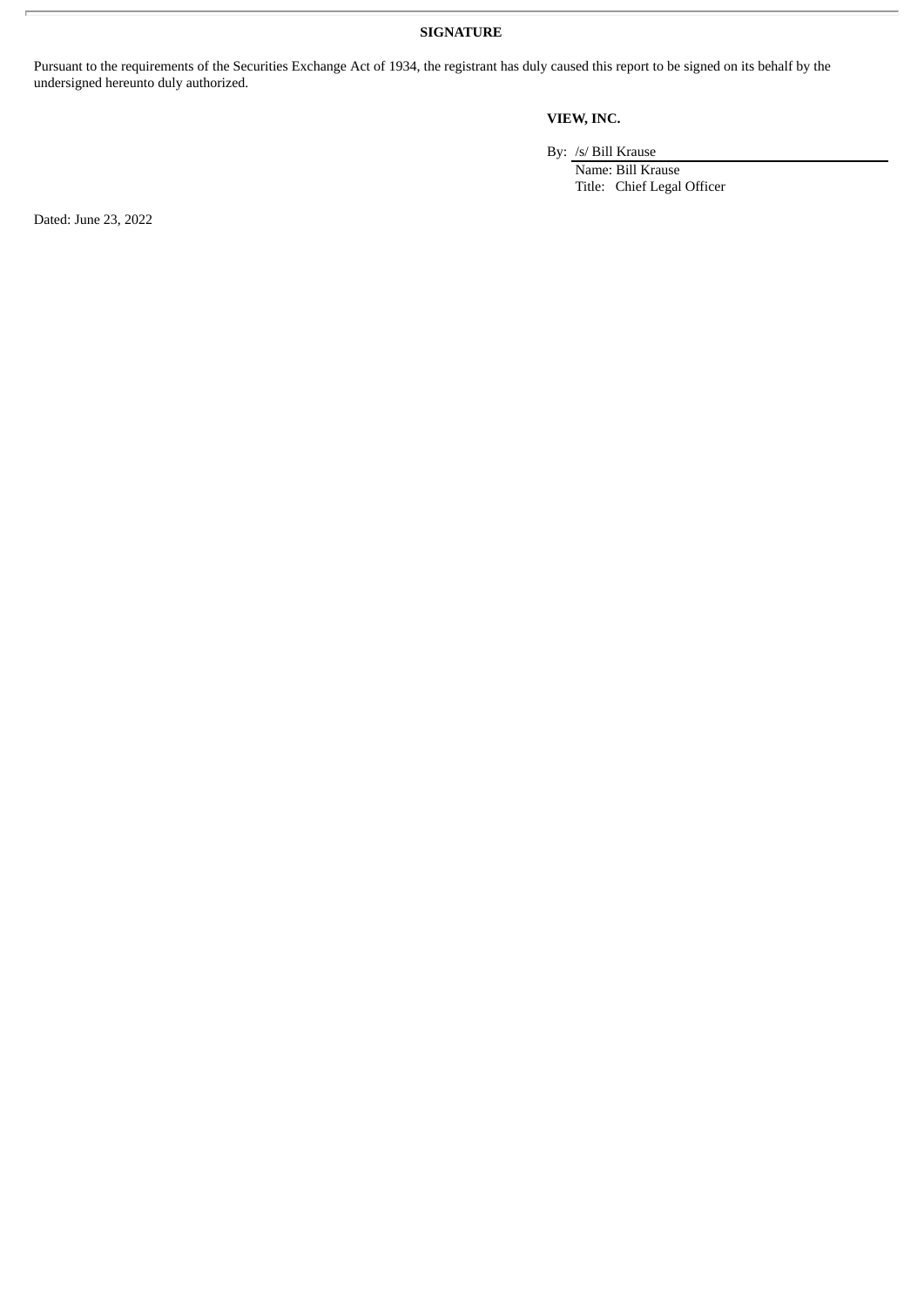# SIGNATURE

Pursuant to the requirements of the Securities Exchange Act of 1934, the registrant has duly caused this report to be signed on its behalf by the undersigned hereunto duly authorized.

**VIEW, INC.**

By: /s/ Bill Krause
Name: Bill Krause
Title: Chief Legal Officer

Dated: June 23, 2022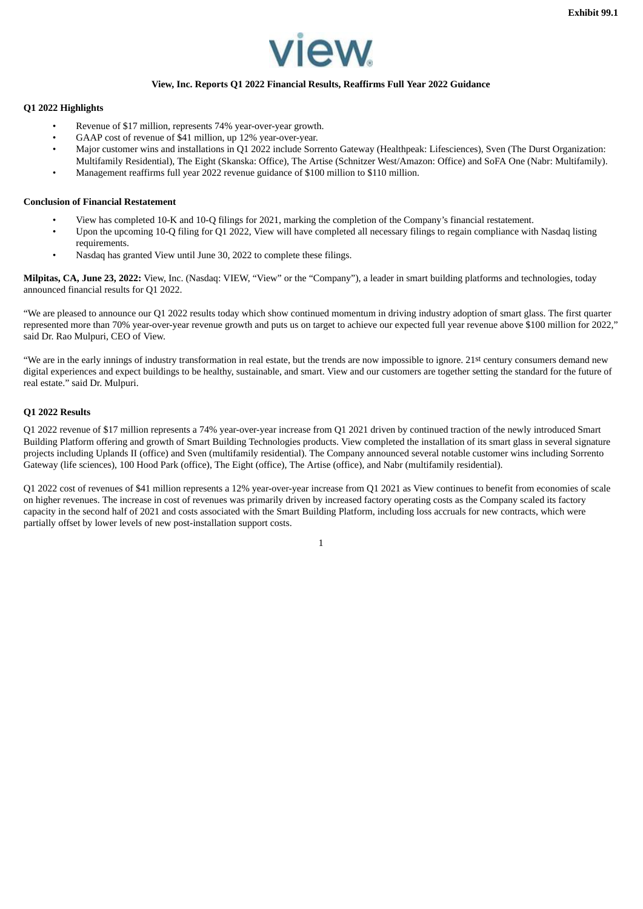Exhibit 99.1

**View, Inc. Reports Q1 2022 Financial Results, Reaffirms Full Year 2022 Guidance**

**Q1 2022 Highlights**

- Revenue of $17 million, represents 74% year-over-year growth.
- GAAP cost of revenue of $41 million, up 12% year-over-year.
- Major customer wins and installations in Q1 2022 include Sorrento Gateway (Healthpeak: Lifesciences), Sven (The Durst Organization: Multifamily Residential), The Eight (Skanska: Office), The Artise (Schnitzer West/Amazon: Office) and SoFA One (Nabr: Multifamily).
- Management reaffirms full year 2022 revenue guidance of $100 million to $110 million.

**Conclusion of Financial Restatement**

- View has completed 10-K and 10-Q filings for 2021, marking the completion of the Company's financial restatement.
- Upon the upcoming 10-Q filing for Q1 2022, View will have completed all necessary filings to regain compliance with Nasdaq listing requirements.
- Nasdaq has granted View until June 30, 2022 to complete these filings.

**Milpitas, CA, June 23, 2022:** View, Inc. (Nasdaq: VIEW, "View" or the "Company"), a leader in smart building platforms and technologies, today announced financial results for Q1 2022.

"We are pleased to announce our Q1 2022 results today which show continued momentum in driving industry adoption of smart glass. The first quarter represented more than 70% year-over-year revenue growth and puts us on target to achieve our expected full year revenue above $100 million for 2022," said Dr. Rao Mulpuri, CEO of View.

"We are in the early innings of industry transformation in real estate, but the trends are now impossible to ignore. 21st century consumers demand new digital experiences and expect buildings to be healthy, sustainable, and smart. View and our customers are together setting the standard for the future of real estate." said Dr. Mulpuri.

**Q1 2022 Results**

Q1 2022 revenue of $17 million represents a 74% year-over-year increase from Q1 2021 driven by continued traction of the newly introduced Smart Building Platform offering and growth of Smart Building Technologies products. View completed the installation of its smart glass in several signature projects including Uplands II (office) and Sven (multifamily residential). The Company announced several notable customer wins including Sorrento Gateway (life sciences), 100 Hood Park (office), The Eight (office), The Artise (office), and Nabr (multifamily residential).

Q1 2022 cost of revenues of $41 million represents a 12% year-over-year increase from Q1 2021 as View continues to benefit from economies of scale on higher revenues. The increase in cost of revenues was primarily driven by increased factory operating costs as the Company scaled its factory capacity in the second half of 2021 and costs associated with the Smart Building Platform, including loss accruals for new contracts, which were partially offset by lower levels of new post-installation support costs.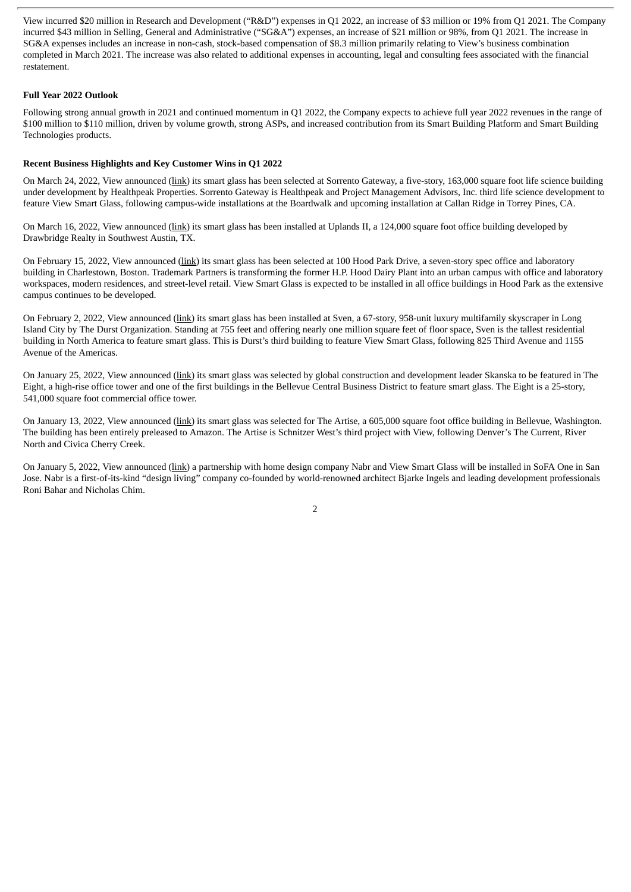View incurred $20 million in Research and Development ("R&D") expenses in Q1 2022, an increase of $3 million or 19% from Q1 2021. The Company incurred $43 million in Selling, General and Administrative ("SG&A") expenses, an increase of $21 million or 98%, from Q1 2021. The increase in SG&A expenses includes an increase in non-cash, stock-based compensation of $8.3 million primarily relating to View's business combination completed in March 2021. The increase was also related to additional expenses in accounting, legal and consulting fees associated with the financial restatement.

**Full Year 2022 Outlook**

Following strong annual growth in 2021 and continued momentum in Q1 2022, the Company expects to achieve full year 2022 revenues in the range of $100 million to $110 million, driven by volume growth, strong ASPs, and increased contribution from its Smart Building Platform and Smart Building Technologies products.

**Recent Business Highlights and Key Customer Wins in Q1 2022**

On March 24, 2022, View announced (link) its smart glass has been selected at Sorrento Gateway, a five-story, 163,000 square foot life science building under development by Healthpeak Properties. Sorrento Gateway is Healthpeak and Project Management Advisors, Inc. third life science development to feature View Smart Glass, following campus-wide installations at the Boardwalk and upcoming installation at Callan Ridge in Torrey Pines, CA.

On March 16, 2022, View announced (link) its smart glass has been installed at Uplands II, a 124,000 square foot office building developed by Drawbridge Realty in Southwest Austin, TX.

On February 15, 2022, View announced (link) its smart glass has been selected at 100 Hood Park Drive, a seven-story spec office and laboratory building in Charlestown, Boston. Trademark Partners is transforming the former H.P. Hood Dairy Plant into an urban campus with office and laboratory workspaces, modern residences, and street-level retail. View Smart Glass is expected to be installed in all office buildings in Hood Park as the extensive campus continues to be developed.

On February 2, 2022, View announced (link) its smart glass has been installed at Sven, a 67-story, 958-unit luxury multifamily skyscraper in Long Island City by The Durst Organization. Standing at 755 feet and offering nearly one million square feet of floor space, Sven is the tallest residential building in North America to feature smart glass. This is Durst's third building to feature View Smart Glass, following 825 Third Avenue and 1155 Avenue of the Americas.

On January 25, 2022, View announced (link) its smart glass was selected by global construction and development leader Skanska to be featured in The Eight, a high-rise office tower and one of the first buildings in the Bellevue Central Business District to feature smart glass. The Eight is a 25-story, 541,000 square foot commercial office tower.

On January 13, 2022, View announced (link) its smart glass was selected for The Artise, a 605,000 square foot office building in Bellevue, Washington. The building has been entirely preleased to Amazon. The Artise is Schnitzer West's third project with View, following Denver's The Current, River North and Civica Cherry Creek.

On January 5, 2022, View announced (link) a partnership with home design company Nabr and View Smart Glass will be installed in SoFA One in San Jose. Nabr is a first-of-its-kind "design living" company co-founded by world-renowned architect Bjarke Ingels and leading development professionals Roni Bahar and Nicholas Chim.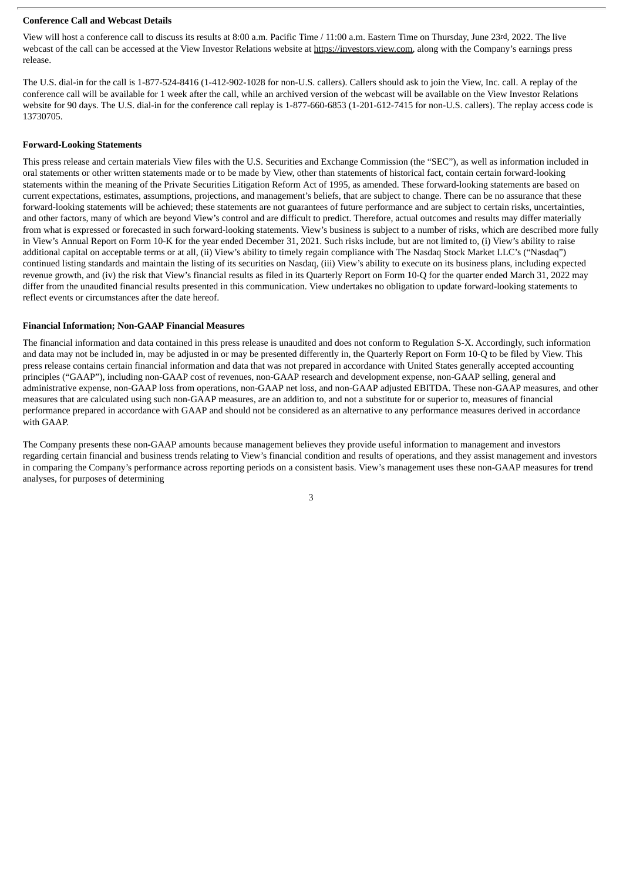**Conference Call and Webcast Details**

View will host a conference call to discuss its results at 8:00 a.m. Pacific Time / 11:00 a.m. Eastern Time on Thursday, June 23rd, 2022. The live webcast of the call can be accessed at the View Investor Relations website at https://investors.view.com, along with the Company's earnings press release.

The U.S. dial-in for the call is 1-877-524-8416 (1-412-902-1028 for non-U.S. callers). Callers should ask to join the View, Inc. call. A replay of the conference call will be available for 1 week after the call, while an archived version of the webcast will be available on the View Investor Relations website for 90 days. The U.S. dial-in for the conference call replay is 1-877-660-6853 (1-201-612-7415 for non-U.S. callers). The replay access code is 13730705.

**Forward-Looking Statements**

This press release and certain materials View files with the U.S. Securities and Exchange Commission (the "SEC"), as well as information included in oral statements or other written statements made or to be made by View, other than statements of historical fact, contain certain forward-looking statements within the meaning of the Private Securities Litigation Reform Act of 1995, as amended. These forward-looking statements are based on current expectations, estimates, assumptions, projections, and management's beliefs, that are subject to change. There can be no assurance that these forward-looking statements will be achieved; these statements are not guarantees of future performance and are subject to certain risks, uncertainties, and other factors, many of which are beyond View's control and are difficult to predict. Therefore, actual outcomes and results may differ materially from what is expressed or forecasted in such forward-looking statements. View's business is subject to a number of risks, which are described more fully in View's Annual Report on Form 10-K for the year ended December 31, 2021. Such risks include, but are not limited to, (i) View's ability to raise additional capital on acceptable terms or at all, (ii) View's ability to timely regain compliance with The Nasdaq Stock Market LLC's ("Nasdaq") continued listing standards and maintain the listing of its securities on Nasdaq, (iii) View's ability to execute on its business plans, including expected revenue growth, and (iv) the risk that View's financial results as filed in its Quarterly Report on Form 10-Q for the quarter ended March 31, 2022 may differ from the unaudited financial results presented in this communication. View undertakes no obligation to update forward-looking statements to reflect events or circumstances after the date hereof.

**Financial Information; Non-GAAP Financial Measures**

The financial information and data contained in this press release is unaudited and does not conform to Regulation S-X. Accordingly, such information and data may not be included in, may be adjusted in or may be presented differently in, the Quarterly Report on Form 10-Q to be filed by View. This press release contains certain financial information and data that was not prepared in accordance with United States generally accepted accounting principles ("GAAP"), including non-GAAP cost of revenues, non-GAAP research and development expense, non-GAAP selling, general and administrative expense, non-GAAP loss from operations, non-GAAP net loss, and non-GAAP adjusted EBITDA. These non-GAAP measures, and other measures that are calculated using such non-GAAP measures, are an addition to, and not a substitute for or superior to, measures of financial performance prepared in accordance with GAAP and should not be considered as an alternative to any performance measures derived in accordance with GAAP.

The Company presents these non-GAAP amounts because management believes they provide useful information to management and investors regarding certain financial and business trends relating to View's financial condition and results of operations, and they assist management and investors in comparing the Company's performance across reporting periods on a consistent basis. View's management uses these non-GAAP measures for trend analyses, for purposes of determining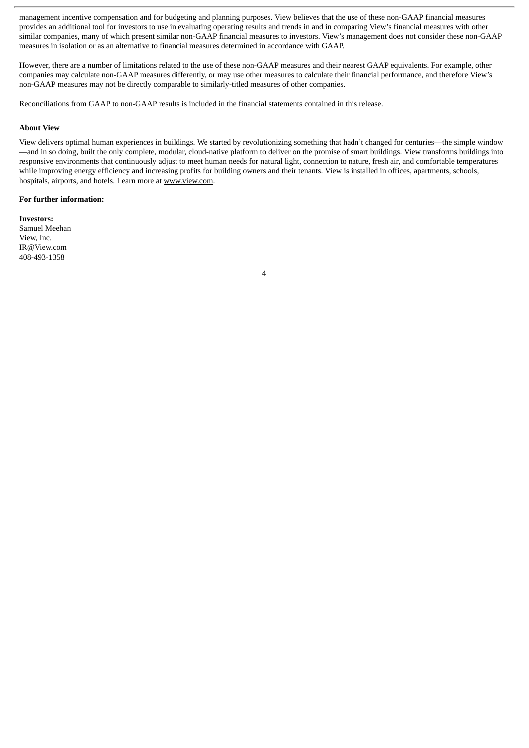management incentive compensation and for budgeting and planning purposes. View believes that the use of these non-GAAP financial measures provides an additional tool for investors to use in evaluating operating results and trends in and in comparing View's financial measures with other similar companies, many of which present similar non-GAAP financial measures to investors. View's management does not consider these non-GAAP measures in isolation or as an alternative to financial measures determined in accordance with GAAP.

However, there are a number of limitations related to the use of these non-GAAP measures and their nearest GAAP equivalents. For example, other companies may calculate non-GAAP measures differently, or may use other measures to calculate their financial performance, and therefore View's non-GAAP measures may not be directly comparable to similarly-titled measures of other companies.

Reconciliations from GAAP to non-GAAP results is included in the financial statements contained in this release.

**About View**

View delivers optimal human experiences in buildings. We started by revolutionizing something that hadn't changed for centuries—the simple window—and in so doing, built the only complete, modular, cloud-native platform to deliver on the promise of smart buildings. View transforms buildings into responsive environments that continuously adjust to meet human needs for natural light, connection to nature, fresh air, and comfortable temperatures while improving energy efficiency and increasing profits for building owners and their tenants. View is installed in offices, apartments, schools, hospitals, airports, and hotels. Learn more at www.view.com.

**For further information:**

**Investors:**
Samuel Meehan
View, Inc.
IR@View.com
408-493-1358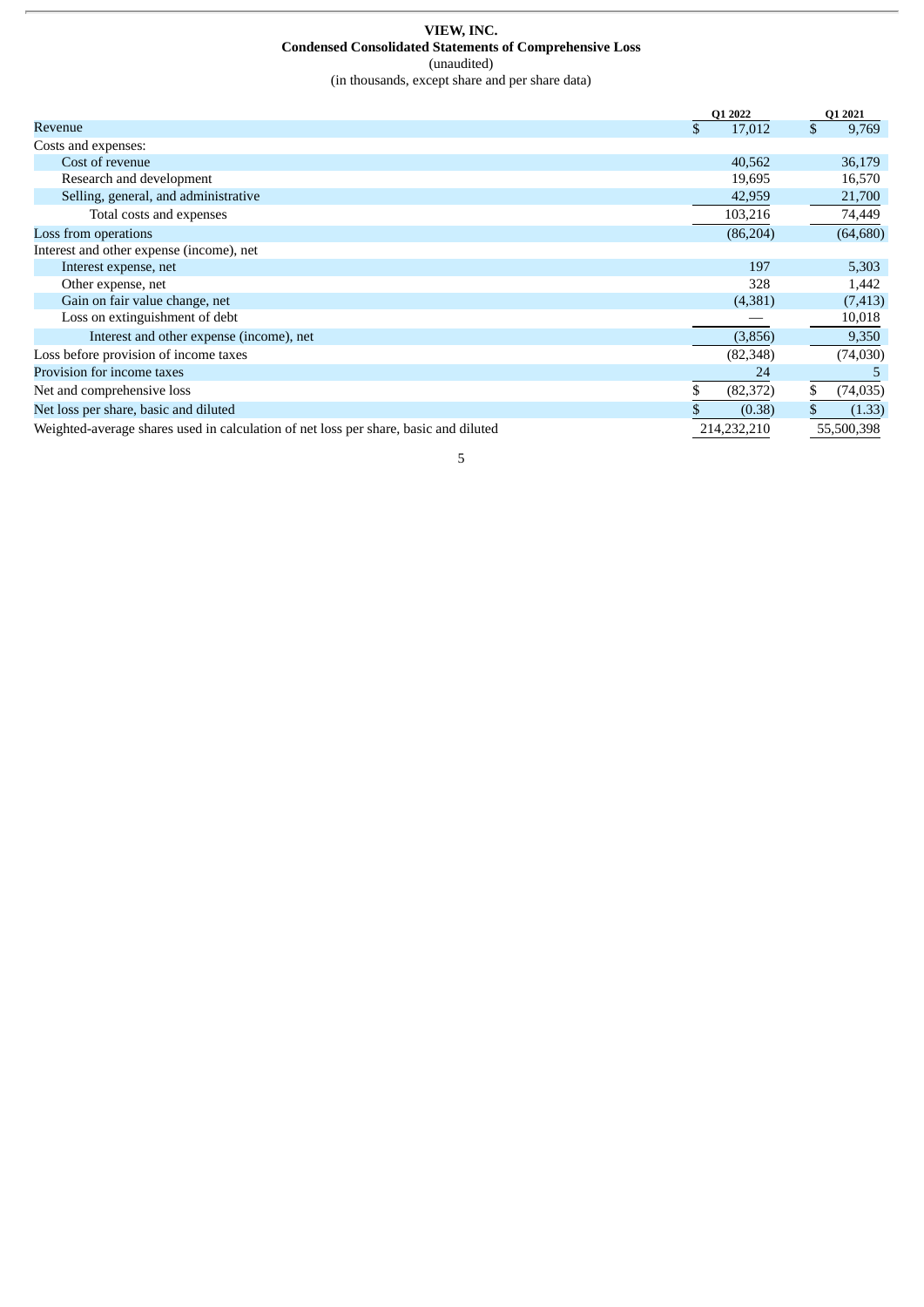**VIEW, INC.**
**Condensed Consolidated Statements of Comprehensive Loss**
(unaudited)
(in thousands, except share and per share data)

| | Q1 2022 | Q1 2021 |
|---|---|---|
| Revenue | $ 17,012 | $ 9,769 |
| Costs and expenses: | | |
| Cost of revenue | 40,562 | 36,179 |
| Research and development | 19,695 | 16,570 |
| Selling, general, and administrative | 42,959 | 21,700 |
| Total costs and expenses | 103,216 | 74,449 |
| Loss from operations | (86,204) | (64,680) |
| Interest and other expense (income), net | | |
| Interest expense, net | 197 | 5,303 |
| Other expense, net | 328 | 1,442 |
| Gain on fair value change, net | (4,381) | (7,413) |
| Loss on extinguishment of debt | — | 10,018 |
| Interest and other expense (income), net | (3,856) | 9,350 |
| Loss before provision of income taxes | (82,348) | (74,030) |
| Provision for income taxes | 24 | 5 |
| Net and comprehensive loss | $ (82,372) | $ (74,035) |
| Net loss per share, basic and diluted | $ (0.38) | $ (1.33) |
| Weighted-average shares used in calculation of net loss per share, basic and diluted | 214,232,210 | 55,500,398 |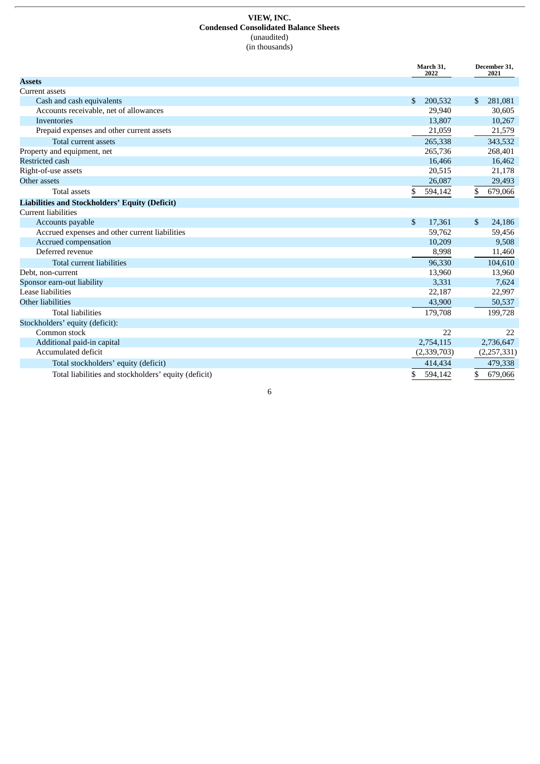**VIEW, INC.**
**Condensed Consolidated Balance Sheets**
(unaudited)
(in thousands)

| | March 31, 2022 | December 31, 2021 |
|---|---|---|
| **Assets** | | |
| Current assets | | |
| Cash and cash equivalents | $ 200,532 | $ 281,081 |
| Accounts receivable, net of allowances | 29,940 | 30,605 |
| Inventories | 13,807 | 10,267 |
| Prepaid expenses and other current assets | 21,059 | 21,579 |
| Total current assets | 265,338 | 343,532 |
| Property and equipment, net | 265,736 | 268,401 |
| Restricted cash | 16,466 | 16,462 |
| Right-of-use assets | 20,515 | 21,178 |
| Other assets | 26,087 | 29,493 |
| Total assets | $ 594,142 | $ 679,066 |
| **Liabilities and Stockholders' Equity (Deficit)** | | |
| Current liabilities | | |
| Accounts payable | $ 17,361 | $ 24,186 |
| Accrued expenses and other current liabilities | 59,762 | 59,456 |
| Accrued compensation | 10,209 | 9,508 |
| Deferred revenue | 8,998 | 11,460 |
| Total current liabilities | 96,330 | 104,610 |
| Debt, non-current | 13,960 | 13,960 |
| Sponsor earn-out liability | 3,331 | 7,624 |
| Lease liabilities | 22,187 | 22,997 |
| Other liabilities | 43,900 | 50,537 |
| Total liabilities | 179,708 | 199,728 |
| Stockholders' equity (deficit): | | |
| Common stock | 22 | 22 |
| Additional paid-in capital | 2,754,115 | 2,736,647 |
| Accumulated deficit | (2,339,703) | (2,257,331) |
| Total stockholders' equity (deficit) | 414,434 | 479,338 |
| Total liabilities and stockholders' equity (deficit) | $ 594,142 | $ 679,066 |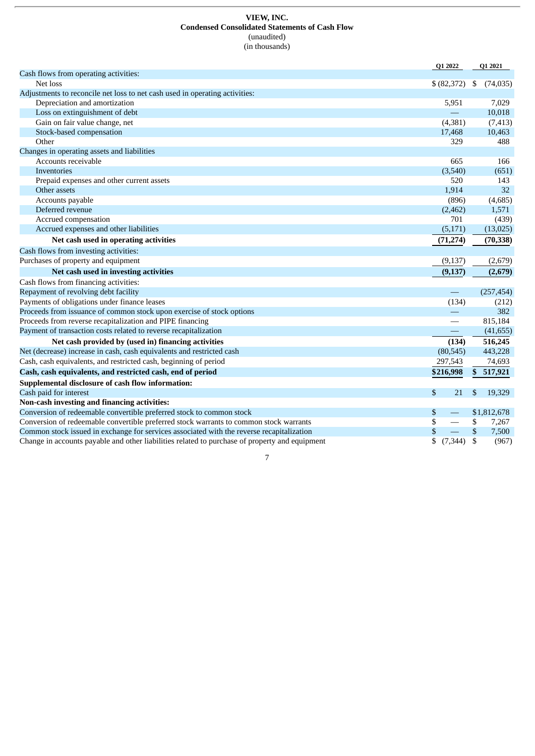**VIEW, INC.**
**Condensed Consolidated Statements of Cash Flow**
(unaudited)
(in thousands)

| | Q1 2022 | Q1 2021 |
|---|---|---|
| Cash flows from operating activities: | | |
| Net loss | $ (82,372) | $ (74,035) |
| Adjustments to reconcile net loss to net cash used in operating activities: | | |
| Depreciation and amortization | 5,951 | 7,029 |
| Loss on extinguishment of debt | — | 10,018 |
| Gain on fair value change, net | (4,381) | (7,413) |
| Stock-based compensation | 17,468 | 10,463 |
| Other | 329 | 488 |
| Changes in operating assets and liabilities | | |
| Accounts receivable | 665 | 166 |
| Inventories | (3,540) | (651) |
| Prepaid expenses and other current assets | 520 | 143 |
| Other assets | 1,914 | 32 |
| Accounts payable | (896) | (4,685) |
| Deferred revenue | (2,462) | 1,571 |
| Accrued compensation | 701 | (439) |
| Accrued expenses and other liabilities | (5,171) | (13,025) |
| **Net cash used in operating activities** | **(71,274)** | **(70,338)** |
| Cash flows from investing activities: | | |
| Purchases of property and equipment | (9,137) | (2,679) |
| **Net cash used in investing activities** | **(9,137)** | **(2,679)** |
| Cash flows from financing activities: | | |
| Repayment of revolving debt facility | — | (257,454) |
| Payments of obligations under finance leases | (134) | (212) |
| Proceeds from issuance of common stock upon exercise of stock options | — | 382 |
| Proceeds from reverse recapitalization and PIPE financing | — | 815,184 |
| Payment of transaction costs related to reverse recapitalization | — | (41,655) |
| **Net cash provided by (used in) financing activities** | **(134)** | **516,245** |
| Net (decrease) increase in cash, cash equivalents and restricted cash | (80,545) | 443,228 |
| Cash, cash equivalents, and restricted cash, beginning of period | 297,543 | 74,693 |
| **Cash, cash equivalents, and restricted cash, end of period** | **$216,998** | **$ 517,921** |
| **Supplemental disclosure of cash flow information:** | | |
| Cash paid for interest | $ 21 | $ 19,329 |
| **Non-cash investing and financing activities:** | | |
| Conversion of redeemable convertible preferred stock to common stock | $ — | $1,812,678 |
| Conversion of redeemable convertible preferred stock warrants to common stock warrants | $ — | $ 7,267 |
| Common stock issued in exchange for services associated with the reverse recapitalization | $ — | $ 7,500 |
| Change in accounts payable and other liabilities related to purchase of property and equipment | $ (7,344) | $ (967) |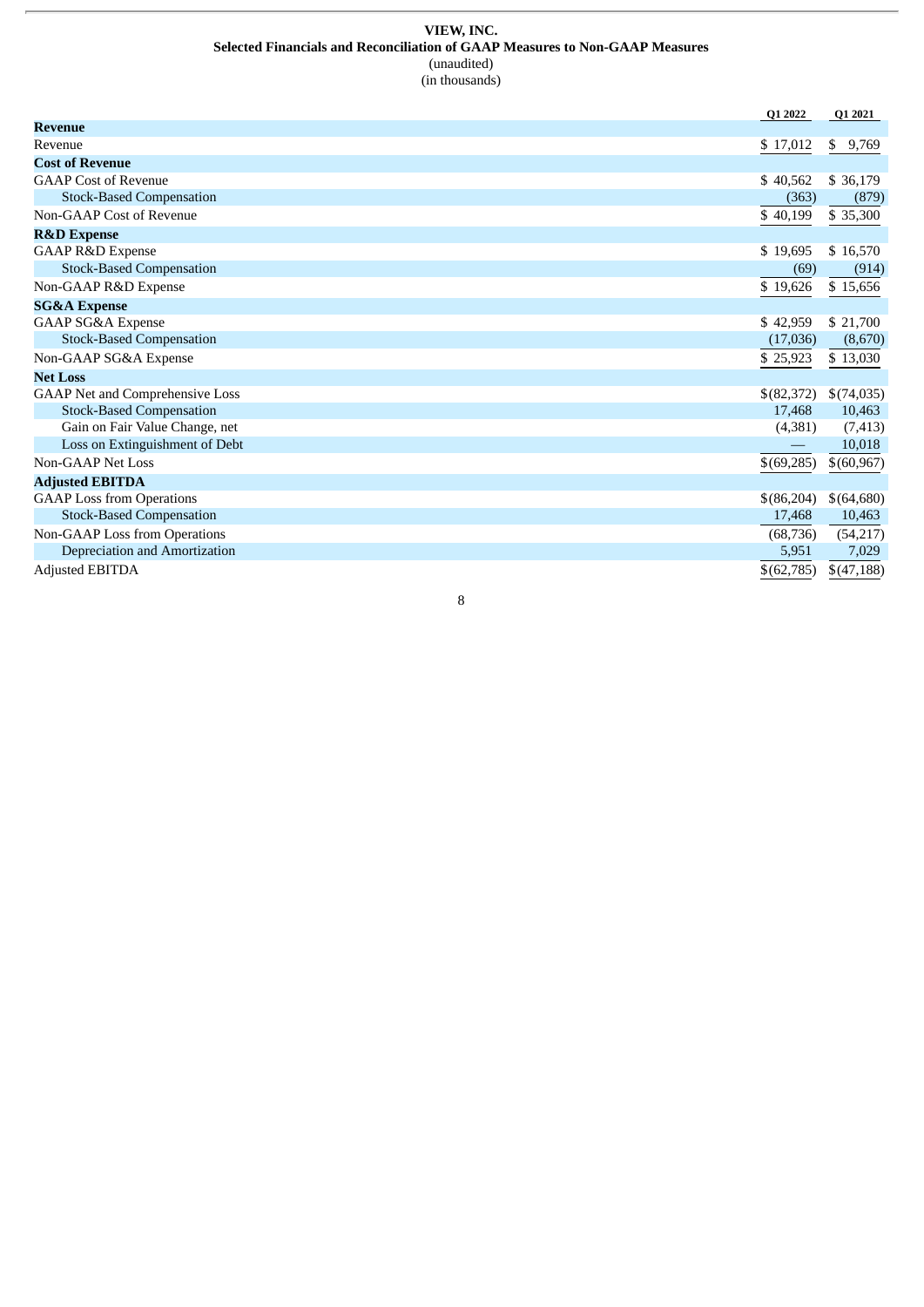**VIEW, INC.**
**Selected Financials and Reconciliation of GAAP Measures to Non-GAAP Measures**
(unaudited)
(in thousands)

| | Q1 2022 | Q1 2021 |
|---|---|---|
| **Revenue** | | |
| Revenue | $ 17,012 | $ 9,769 |
| **Cost of Revenue** | | |
| GAAP Cost of Revenue | $ 40,562 | $ 36,179 |
| Stock-Based Compensation | (363) | (879) |
| Non-GAAP Cost of Revenue | $ 40,199 | $ 35,300 |
| **R&D Expense** | | |
| GAAP R&D Expense | $ 19,695 | $ 16,570 |
| Stock-Based Compensation | (69) | (914) |
| Non-GAAP R&D Expense | $ 19,626 | $ 15,656 |
| **SG&A Expense** | | |
| GAAP SG&A Expense | $ 42,959 | $ 21,700 |
| Stock-Based Compensation | (17,036) | (8,670) |
| Non-GAAP SG&A Expense | $ 25,923 | $ 13,030 |
| **Net Loss** | | |
| GAAP Net and Comprehensive Loss | $(82,372) | $(74,035) |
| Stock-Based Compensation | 17,468 | 10,463 |
| Gain on Fair Value Change, net | (4,381) | (7,413) |
| Loss on Extinguishment of Debt | — | 10,018 |
| Non-GAAP Net Loss | $(69,285) | $(60,967) |
| **Adjusted EBITDA** | | |
| GAAP Loss from Operations | $(86,204) | $(64,680) |
| Stock-Based Compensation | 17,468 | 10,463 |
| Non-GAAP Loss from Operations | (68,736) | (54,217) |
| Depreciation and Amortization | 5,951 | 7,029 |
| Adjusted EBITDA | $(62,785) | $(47,188) |